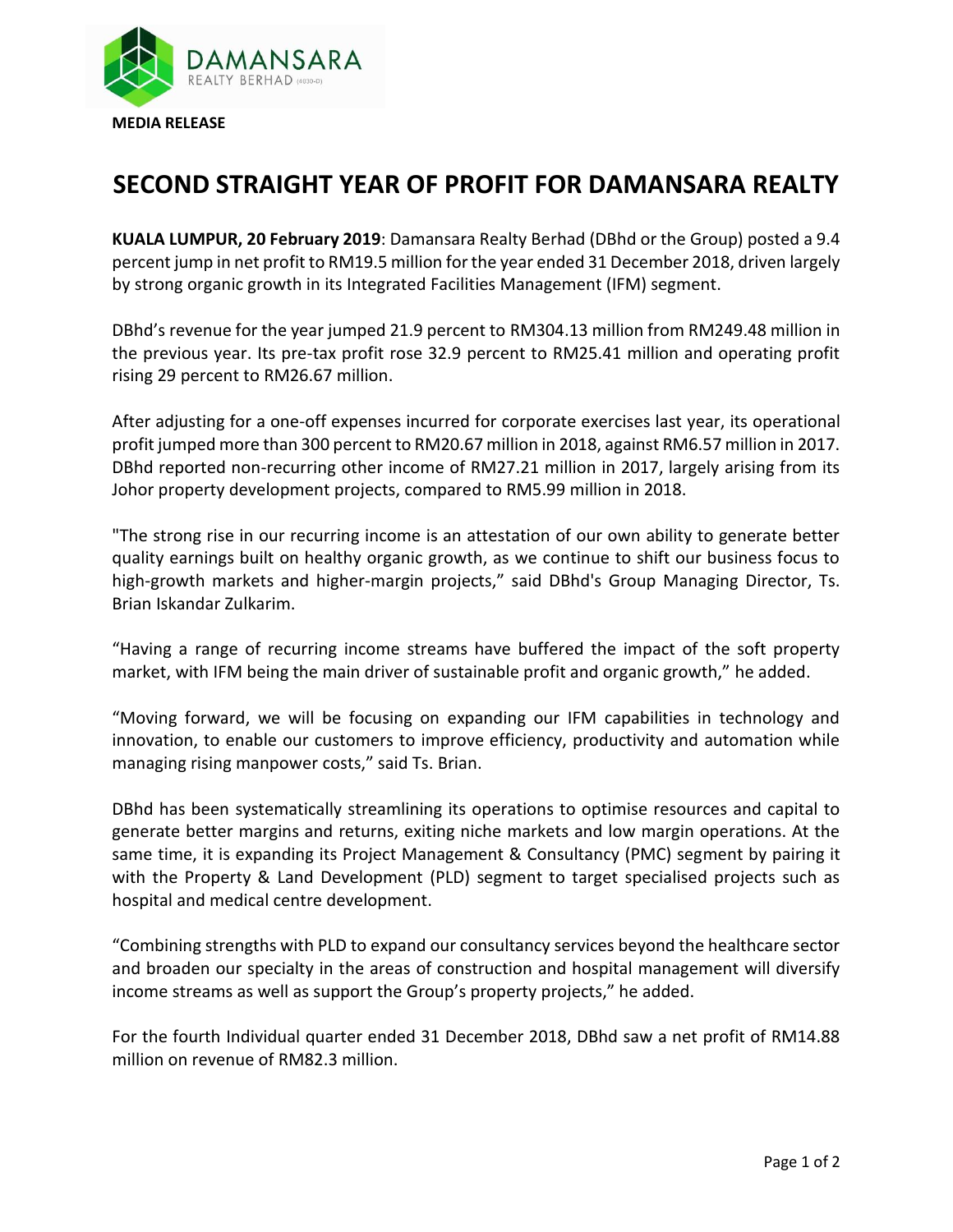**MEDIA RELEASE**

# SECOND STRAIGHT YEAR OF PROFIT FOR DAMANSARA REALTY

**KUALA LUMPUR, 20 February 2019**: Damansara Realty Berhad (DBhd or the Group) posted a 9.4 percent jump in net profit to RM19.5 million for the year ended 31 December 2018, driven largely by strong organic growth in its Integrated Facilities Management (IFM) segment.

DBhd's revenue for the year jumped 21.9 percent to RM304.13 million from RM249.48 million in the previous year. Its pre-tax profit rose 32.9 percent to RM25.41 million and operating profit rising 29 percent to RM26.67 million.

After adjusting for a one-off expenses incurred for corporate exercises last year, its operational profit jumped more than 300 percent to RM20.67 million in 2018, against RM6.57 million in 2017. DBhd reported non-recurring other income of RM27.21 million in 2017, largely arising from its Johor property development projects, compared to RM5.99 million in 2018.

"The strong rise in our recurring income is an attestation of our own ability to generate better quality earnings built on healthy organic growth, as we continue to shift our business focus to high-growth markets and higher-margin projects," said DBhd's Group Managing Director, Ts. Brian Iskandar Zulkarim.

"Having a range of recurring income streams have buffered the impact of the soft property market, with IFM being the main driver of sustainable profit and organic growth," he added.

"Moving forward, we will be focusing on expanding our IFM capabilities in technology and innovation, to enable our customers to improve efficiency, productivity and automation while managing rising manpower costs," said Ts. Brian.

DBhd has been systematically streamlining its operations to optimise resources and capital to generate better margins and returns, exiting niche markets and low margin operations. At the same time, it is expanding its Project Management & Consultancy (PMC) segment by pairing it with the Property & Land Development (PLD) segment to target specialised projects such as hospital and medical centre development.

"Combining strengths with PLD to expand our consultancy services beyond the healthcare sector and broaden our specialty in the areas of construction and hospital management will diversify income streams as well as support the Group's property projects," he added.

For the fourth Individual quarter ended 31 December 2018, DBhd saw a net profit of RM14.88 million on revenue of RM82.3 million.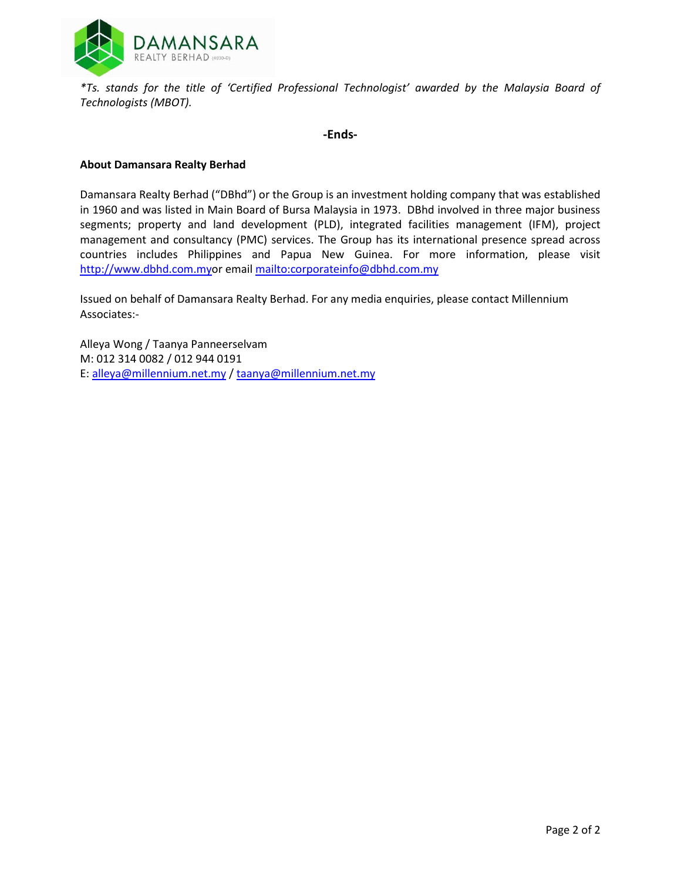*\*Ts. stands for the title of 'Certified Professional Technologist' awarded by the Malaysia Board of Technologists (MBOT).*

**-Ends-**

**About Damansara Realty Berhad**

Damansara Realty Berhad ("DBhd") or the Group is an investment holding company that was established in 1960 and was listed in Main Board of Bursa Malaysia in 1973. DBhd involved in three major business segments; property and land development (PLD), integrated facilities management (IFM), project management and consultancy (PMC) services. The Group has its international presence spread across countries includes Philippines and Papua New Guinea. For more information, please visit http://www.dbhd.com.myor email mailto:corporateinfo@dbhd.com.my

Issued on behalf of Damansara Realty Berhad. For any media enquiries, please contact Millennium Associates:-

Alleya Wong / Taanya Panneerselvam
M: 012 314 0082 / 012 944 0191
E: alleya@millennium.net.my / taanya@millennium.net.my